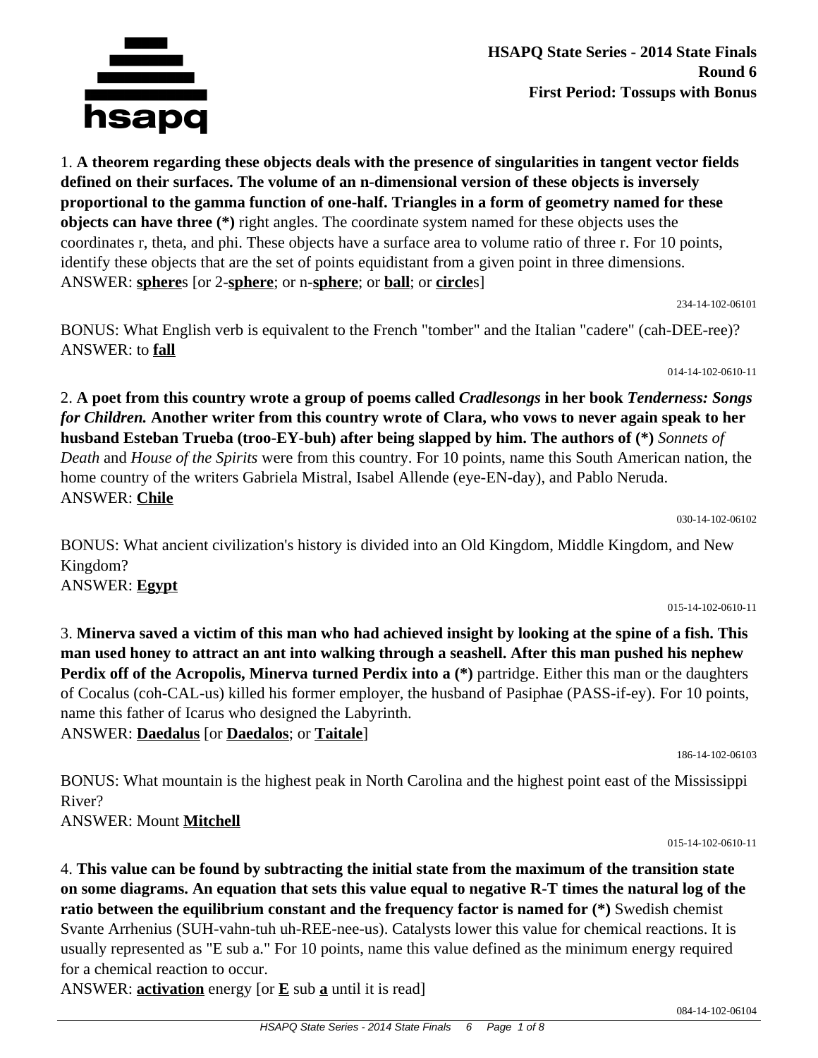**HSAPQ State Series - 2014 State Finals**
**Round 6**
**First Period: Tossups with Bonus**

1. **A theorem regarding these objects deals with the presence of singularities in tangent vector fields defined on their surfaces. The volume of an n-dimensional version of these objects is inversely proportional to the gamma function of one-half. Triangles in a form of geometry named for these objects can have three (*)** right angles. The coordinate system named for these objects uses the coordinates r, theta, and phi. These objects have a surface area to volume ratio of three r. For 10 points, identify these objects that are the set of points equidistant from a given point in three dimensions.
ANSWER: **sphere**s [or 2-**sphere**; or n-**sphere**; or **ball**; or **circle**s]

234-14-102-06101

BONUS: What English verb is equivalent to the French "tomber" and the Italian "cadere" (cah-DEE-ree)?
ANSWER: to **fall**

014-14-102-0610-11

2. **A poet from this country wrote a group of poems called *Cradlesongs* in her book *Tenderness: Songs for Children.* Another writer from this country wrote of Clara, who vows to never again speak to her husband Esteban Trueba (troo-EY-buh) after being slapped by him. The authors of (*)** *Sonnets of Death* and *House of the Spirits* were from this country. For 10 points, name this South American nation, the home country of the writers Gabriela Mistral, Isabel Allende (eye-EN-day), and Pablo Neruda.
ANSWER: **Chile**

030-14-102-06102

BONUS: What ancient civilization's history is divided into an Old Kingdom, Middle Kingdom, and New Kingdom?
ANSWER: **Egypt**

015-14-102-0610-11

3. **Minerva saved a victim of this man who had achieved insight by looking at the spine of a fish. This man used honey to attract an ant into walking through a seashell. After this man pushed his nephew Perdix off of the Acropolis, Minerva turned Perdix into a (*)** partridge. Either this man or the daughters of Cocalus (coh-CAL-us) killed his former employer, the husband of Pasiphae (PASS-if-ey). For 10 points, name this father of Icarus who designed the Labyrinth.
ANSWER: **Daedalus** [or **Daedalos**; or **Taitale**]

186-14-102-06103

BONUS: What mountain is the highest peak in North Carolina and the highest point east of the Mississippi River?
ANSWER: Mount **Mitchell**

015-14-102-0610-11

4. **This value can be found by subtracting the initial state from the maximum of the transition state on some diagrams. An equation that sets this value equal to negative R-T times the natural log of the ratio between the equilibrium constant and the frequency factor is named for (*)** Swedish chemist Svante Arrhenius (SUH-vahn-tuh uh-REE-nee-us). Catalysts lower this value for chemical reactions. It is usually represented as "E sub a." For 10 points, name this value defined as the minimum energy required for a chemical reaction to occur.
ANSWER: **activation** energy [or **E** sub **a** until it is read]

084-14-102-06104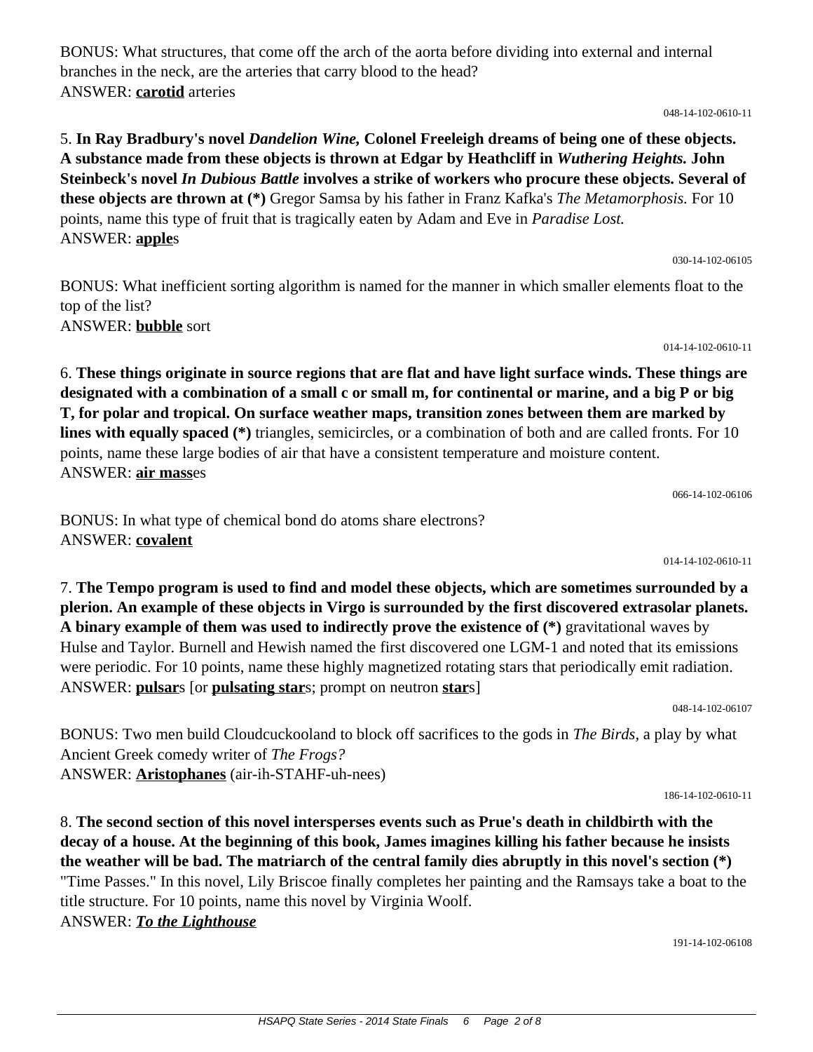BONUS: What structures, that come off the arch of the aorta before dividing into external and internal branches in the neck, are the arteries that carry blood to the head?
ANSWER: **carotid** arteries

048-14-102-0610-11

5. **In Ray Bradbury's novel *Dandelion Wine,* Colonel Freeleigh dreams of being one of these objects. A substance made from these objects is thrown at Edgar by Heathcliff in *Wuthering Heights.* John Steinbeck's novel *In Dubious Battle* involves a strike of workers who procure these objects. Several of these objects are thrown at (*)** Gregor Samsa by his father in Franz Kafka's *The Metamorphosis.* For 10 points, name this type of fruit that is tragically eaten by Adam and Eve in *Paradise Lost.*
ANSWER: **apple**s

030-14-102-06105

BONUS: What inefficient sorting algorithm is named for the manner in which smaller elements float to the top of the list?
ANSWER: **bubble** sort

014-14-102-0610-11

6. **These things originate in source regions that are flat and have light surface winds. These things are designated with a combination of a small c or small m, for continental or marine, and a big P or big T, for polar and tropical. On surface weather maps, transition zones between them are marked by lines with equally spaced (*)** triangles, semicircles, or a combination of both and are called fronts. For 10 points, name these large bodies of air that have a consistent temperature and moisture content.
ANSWER: **air mass**es

066-14-102-06106

BONUS: In what type of chemical bond do atoms share electrons?
ANSWER: **covalent**

014-14-102-0610-11

7. **The Tempo program is used to find and model these objects, which are sometimes surrounded by a plerion. An example of these objects in Virgo is surrounded by the first discovered extrasolar planets. A binary example of them was used to indirectly prove the existence of (*)** gravitational waves by Hulse and Taylor. Burnell and Hewish named the first discovered one LGM-1 and noted that its emissions were periodic. For 10 points, name these highly magnetized rotating stars that periodically emit radiation.
ANSWER: **pulsar**s [or **pulsating star**s; prompt on neutron **star**s]

048-14-102-06107

BONUS: Two men build Cloudcuckooland to block off sacrifices to the gods in *The Birds*, a play by what Ancient Greek comedy writer of *The Frogs?*
ANSWER: **Aristophanes** (air-ih-STAHF-uh-nees)

186-14-102-0610-11

8. **The second section of this novel intersperses events such as Prue's death in childbirth with the decay of a house. At the beginning of this book, James imagines killing his father because he insists the weather will be bad. The matriarch of the central family dies abruptly in this novel's section (*)** "Time Passes." In this novel, Lily Briscoe finally completes her painting and the Ramsays take a boat to the title structure. For 10 points, name this novel by Virginia Woolf.
ANSWER: ***To the Lighthouse***

191-14-102-06108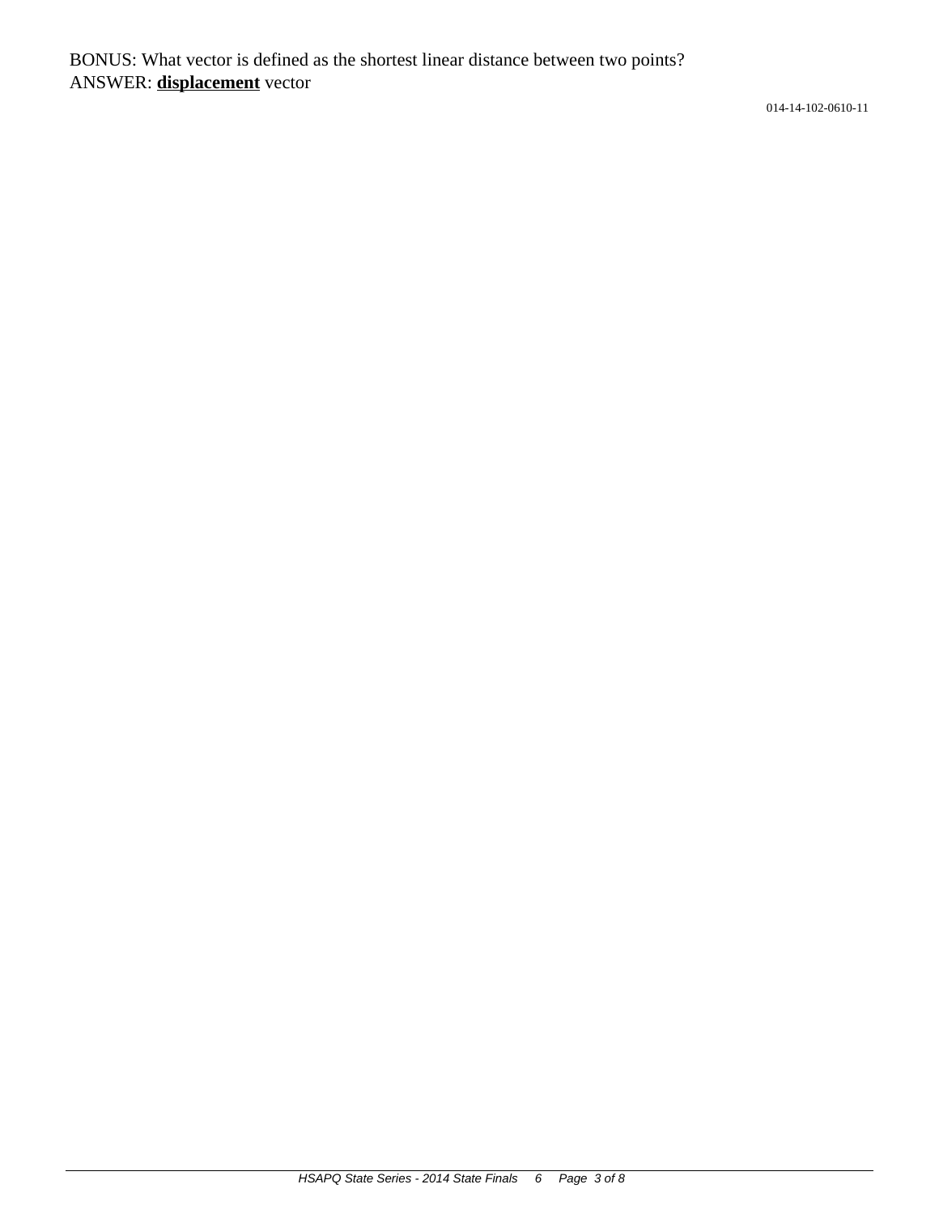BONUS: What vector is defined as the shortest linear distance between two points?
ANSWER: **displacement** vector

014-14-102-0610-11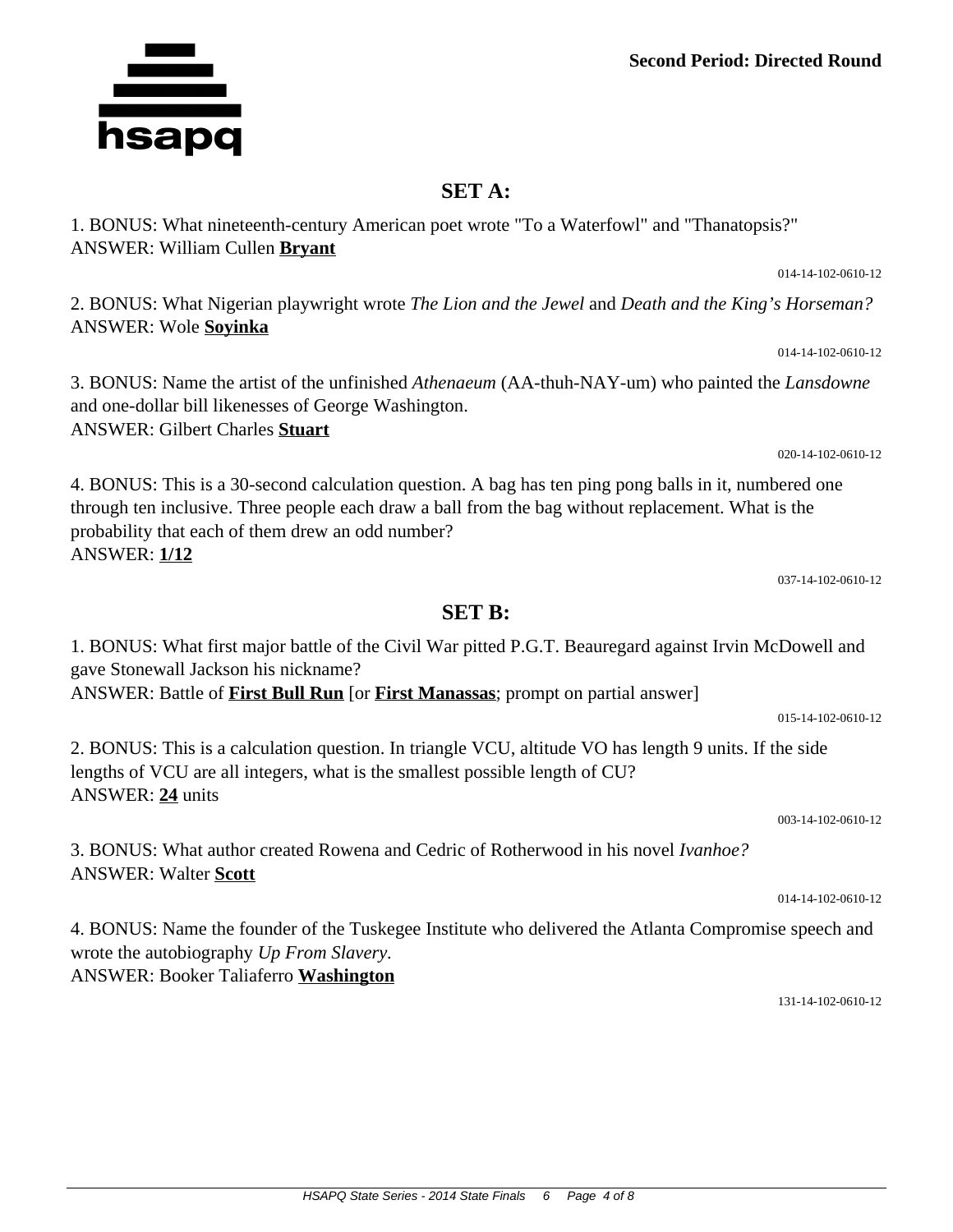**Second Period: Directed Round**

## SET A:

1. BONUS: What nineteenth-century American poet wrote "To a Waterfowl" and "Thanatopsis?"
ANSWER: William Cullen **Bryant**

014-14-102-0610-12

2. BONUS: What Nigerian playwright wrote *The Lion and the Jewel* and *Death and the King's Horseman?*
ANSWER: Wole **Soyinka**

014-14-102-0610-12

3. BONUS: Name the artist of the unfinished *Athenaeum* (AA-thuh-NAY-um) who painted the *Lansdowne* and one-dollar bill likenesses of George Washington.
ANSWER: Gilbert Charles **Stuart**

020-14-102-0610-12

4. BONUS: This is a 30-second calculation question. A bag has ten ping pong balls in it, numbered one through ten inclusive. Three people each draw a ball from the bag without replacement. What is the probability that each of them drew an odd number?
ANSWER: **1/12**

037-14-102-0610-12

## SET B:

1. BONUS: What first major battle of the Civil War pitted P.G.T. Beauregard against Irvin McDowell and gave Stonewall Jackson his nickname?
ANSWER: Battle of **First Bull Run** [or **First Manassas**; prompt on partial answer]

015-14-102-0610-12

2. BONUS: This is a calculation question. In triangle VCU, altitude VO has length 9 units. If the side lengths of VCU are all integers, what is the smallest possible length of CU?
ANSWER: **24** units

003-14-102-0610-12

3. BONUS: What author created Rowena and Cedric of Rotherwood in his novel *Ivanhoe?*
ANSWER: Walter **Scott**

014-14-102-0610-12

4. BONUS: Name the founder of the Tuskegee Institute who delivered the Atlanta Compromise speech and wrote the autobiography *Up From Slavery*.
ANSWER: Booker Taliaferro **Washington**

131-14-102-0610-12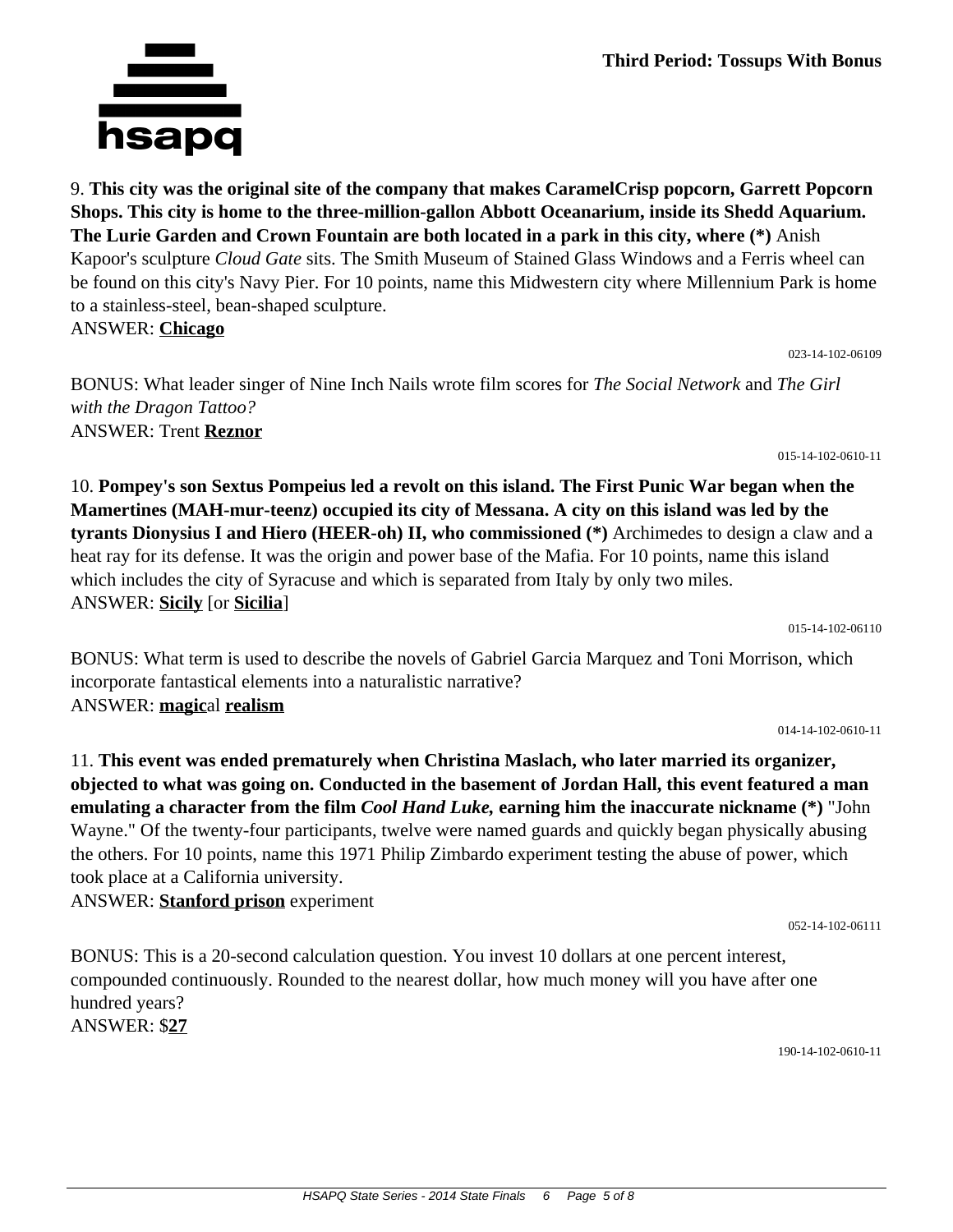**Third Period: Tossups With Bonus**

9. **This city was the original site of the company that makes CaramelCrisp popcorn, Garrett Popcorn Shops. This city is home to the three-million-gallon Abbott Oceanarium, inside its Shedd Aquarium. The Lurie Garden and Crown Fountain are both located in a park in this city, where (*)** Anish Kapoor's sculpture *Cloud Gate* sits. The Smith Museum of Stained Glass Windows and a Ferris wheel can be found on this city's Navy Pier. For 10 points, name this Midwestern city where Millennium Park is home to a stainless-steel, bean-shaped sculpture.
ANSWER: **<u>Chicago</u>**

023-14-102-06109

BONUS: What leader singer of Nine Inch Nails wrote film scores for *The Social Network* and *The Girl with the Dragon Tattoo?*
ANSWER: Trent **<u>Reznor</u>**

015-14-102-0610-11

10. **Pompey's son Sextus Pompeius led a revolt on this island. The First Punic War began when the Mamertines (MAH-mur-teenz) occupied its city of Messana. A city on this island was led by the tyrants Dionysius I and Hiero (HEER-oh) II, who commissioned (*)** Archimedes to design a claw and a heat ray for its defense. It was the origin and power base of the Mafia. For 10 points, name this island which includes the city of Syracuse and which is separated from Italy by only two miles.
ANSWER: **<u>Sicily</u>** [or **<u>Sicilia</u>**]

015-14-102-06110

BONUS: What term is used to describe the novels of Gabriel Garcia Marquez and Toni Morrison, which incorporate fantastical elements into a naturalistic narrative?
ANSWER: **<u>magic</u>**al **<u>realism</u>**

014-14-102-0610-11

11. **This event was ended prematurely when Christina Maslach, who later married its organizer, objected to what was going on. Conducted in the basement of Jordan Hall, this event featured a man emulating a character from the film *Cool Hand Luke,* earning him the inaccurate nickname (*)** "John Wayne." Of the twenty-four participants, twelve were named guards and quickly began physically abusing the others. For 10 points, name this 1971 Philip Zimbardo experiment testing the abuse of power, which took place at a California university.
ANSWER: **<u>Stanford prison</u>** experiment

052-14-102-06111

BONUS: This is a 20-second calculation question. You invest 10 dollars at one percent interest, compounded continuously. Rounded to the nearest dollar, how much money will you have after one hundred years?
ANSWER: $**<u>27</u>**

190-14-102-0610-11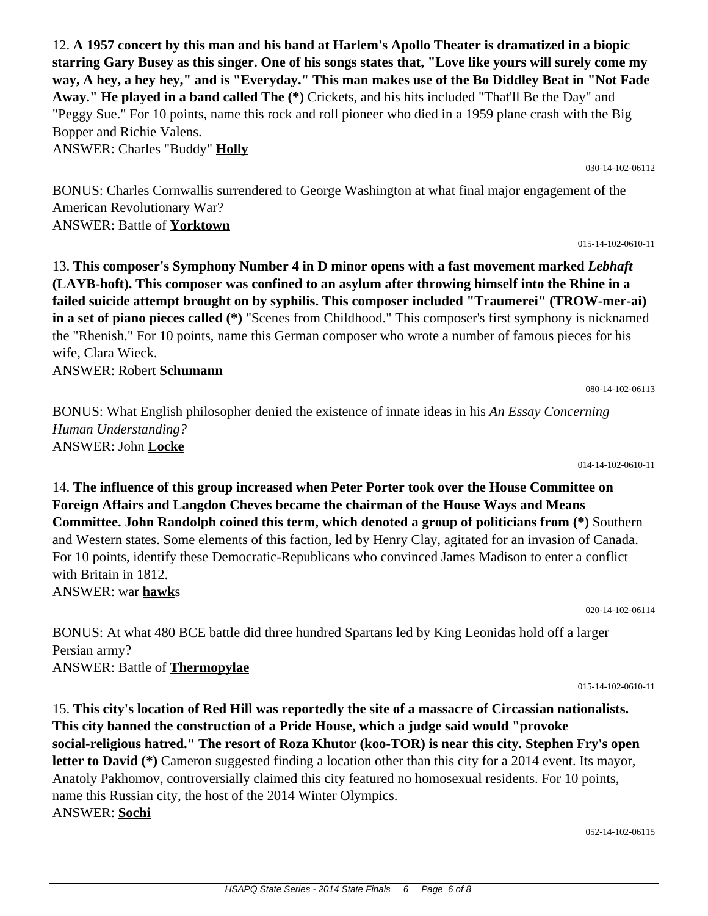12. **A 1957 concert by this man and his band at Harlem's Apollo Theater is dramatized in a biopic starring Gary Busey as this singer. One of his songs states that, "Love like yours will surely come my way, A hey, a hey hey," and is "Everyday." This man makes use of the Bo Diddley Beat in "Not Fade Away." He played in a band called The (*)** Crickets, and his hits included "That'll Be the Day" and "Peggy Sue." For 10 points, name this rock and roll pioneer who died in a 1959 plane crash with the Big Bopper and Richie Valens.
ANSWER: Charles "Buddy" **Holly**

030-14-102-06112

BONUS: Charles Cornwallis surrendered to George Washington at what final major engagement of the American Revolutionary War?
ANSWER: Battle of **Yorktown**

015-14-102-0610-11

13. **This composer's Symphony Number 4 in D minor opens with a fast movement marked *Lebhaft* (LAYB-hoft). This composer was confined to an asylum after throwing himself into the Rhine in a failed suicide attempt brought on by syphilis. This composer included "Traumerei" (TROW-mer-ai) in a set of piano pieces called (*)** "Scenes from Childhood." This composer's first symphony is nicknamed the "Rhenish." For 10 points, name this German composer who wrote a number of famous pieces for his wife, Clara Wieck.
ANSWER: Robert **Schumann**

080-14-102-06113

BONUS: What English philosopher denied the existence of innate ideas in his *An Essay Concerning Human Understanding?*
ANSWER: John **Locke**

014-14-102-0610-11

14. **The influence of this group increased when Peter Porter took over the House Committee on Foreign Affairs and Langdon Cheves became the chairman of the House Ways and Means Committee. John Randolph coined this term, which denoted a group of politicians from (*)** Southern and Western states. Some elements of this faction, led by Henry Clay, agitated for an invasion of Canada. For 10 points, identify these Democratic-Republicans who convinced James Madison to enter a conflict with Britain in 1812.
ANSWER: war **hawk**s

020-14-102-06114

BONUS: At what 480 BCE battle did three hundred Spartans led by King Leonidas hold off a larger Persian army?
ANSWER: Battle of **Thermopylae**

015-14-102-0610-11

15. **This city's location of Red Hill was reportedly the site of a massacre of Circassian nationalists. This city banned the construction of a Pride House, which a judge said would "provoke social-religious hatred." The resort of Roza Khutor (koo-TOR) is near this city. Stephen Fry's open letter to David (*)** Cameron suggested finding a location other than this city for a 2014 event. Its mayor, Anatoly Pakhomov, controversially claimed this city featured no homosexual residents. For 10 points, name this Russian city, the host of the 2014 Winter Olympics.
ANSWER: **Sochi**

052-14-102-06115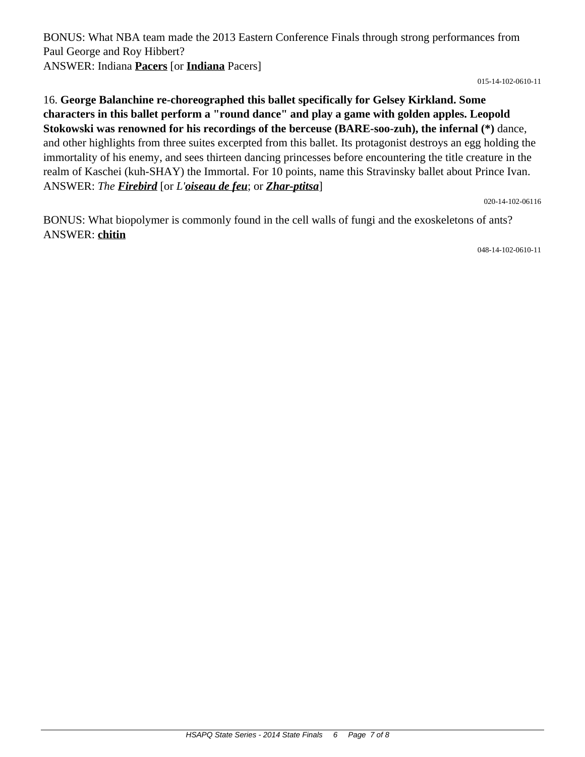BONUS: What NBA team made the 2013 Eastern Conference Finals through strong performances from Paul George and Roy Hibbert?
ANSWER: Indiana **Pacers** [or **Indiana** Pacers]

015-14-102-0610-11

16. **George Balanchine re-choreographed this ballet specifically for Gelsey Kirkland. Some characters in this ballet perform a "round dance" and play a game with golden apples. Leopold Stokowski was renowned for his recordings of the berceuse (BARE-soo-zuh), the infernal (*)** dance, and other highlights from three suites excerpted from this ballet. Its protagonist destroys an egg holding the immortality of his enemy, and sees thirteen dancing princesses before encountering the title creature in the realm of Kaschei (kuh-SHAY) the Immortal. For 10 points, name this Stravinsky ballet about Prince Ivan.
ANSWER: *The **Firebird*** [or *L'**oiseau de feu***; or ***Zhar-ptitsa***]

020-14-102-06116

BONUS: What biopolymer is commonly found in the cell walls of fungi and the exoskeletons of ants?
ANSWER: **chitin**

048-14-102-0610-11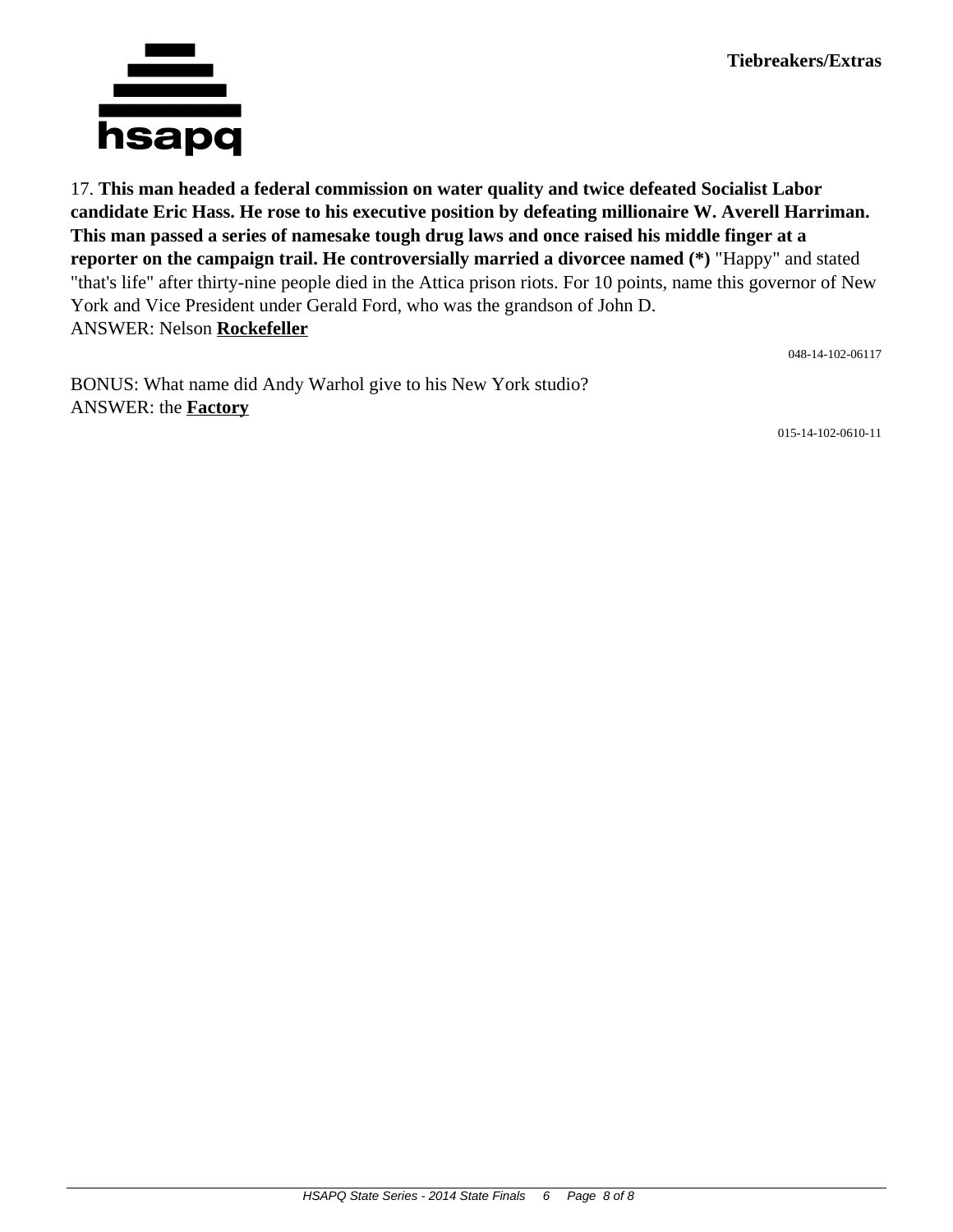Tiebreakers/Extras

17. **This man headed a federal commission on water quality and twice defeated Socialist Labor candidate Eric Hass. He rose to his executive position by defeating millionaire W. Averell Harriman. This man passed a series of namesake tough drug laws and once raised his middle finger at a reporter on the campaign trail. He controversially married a divorcee named (*)** "Happy" and stated "that's life" after thirty-nine people died in the Attica prison riots. For 10 points, name this governor of New York and Vice President under Gerald Ford, who was the grandson of John D.
ANSWER: Nelson **Rockefeller**

048-14-102-06117

BONUS: What name did Andy Warhol give to his New York studio?
ANSWER: the **Factory**

015-14-102-0610-11